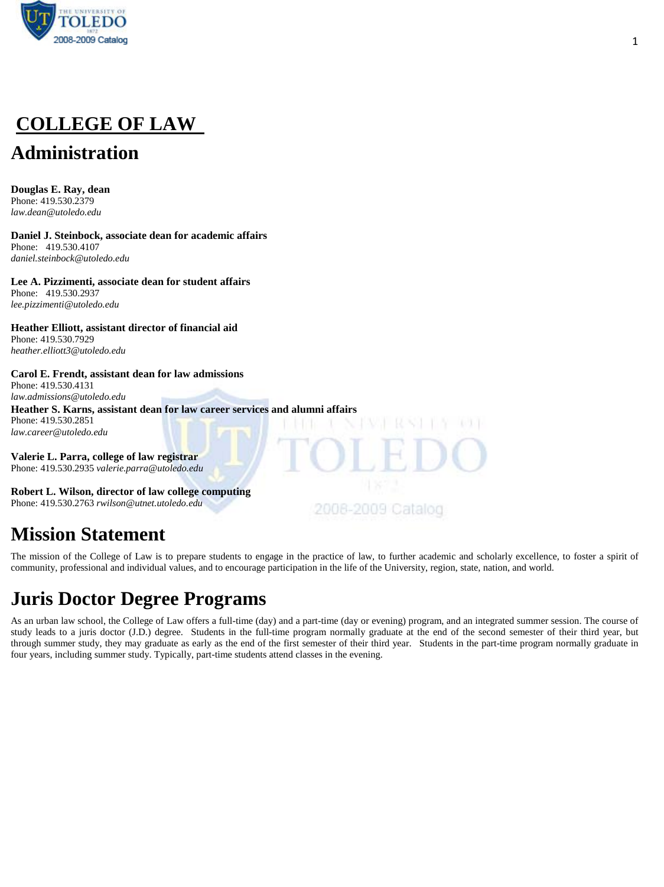# COLLEGE OF LAW

## Administration

**Douglas E. Ray, dean**
Phone: 419.530.2379
*law.dean@utoledo.edu*

**Daniel J. Steinbock, associate dean for academic affairs**
Phone: 419.530.4107
*daniel.steinbock@utoledo.edu*

**Lee A. Pizzimenti, associate dean for student affairs**
Phone: 419.530.2937
*lee.pizzimenti@utoledo.edu*

**Heather Elliott, assistant director of financial aid**
Phone: 419.530.7929
*heather.elliott3@utoledo.edu*

**Carol E. Frendt, assistant dean for law admissions**
Phone: 419.530.4131
*law.admissions@utoledo.edu*

**Heather S. Karns, assistant dean for law career services and alumni affairs**
Phone: 419.530.2851
*law.career@utoledo.edu*

**Valerie L. Parra, college of law registrar**
Phone: 419.530.2935 *valerie.parra@utoledo.edu*

**Robert L. Wilson, director of law college computing**
Phone: 419.530.2763 *rwilson@utnet.utoledo.edu*

## Mission Statement

The mission of the College of Law is to prepare students to engage in the practice of law, to further academic and scholarly excellence, to foster a spirit of community, professional and individual values, and to encourage participation in the life of the University, region, state, nation, and world.

## Juris Doctor Degree Programs

As an urban law school, the College of Law offers a full-time (day) and a part-time (day or evening) program, and an integrated summer session. The course of study leads to a juris doctor (J.D.) degree. Students in the full-time program normally graduate at the end of the second semester of their third year, but through summer study, they may graduate as early as the end of the first semester of their third year. Students in the part-time program normally graduate in four years, including summer study. Typically, part-time students attend classes in the evening.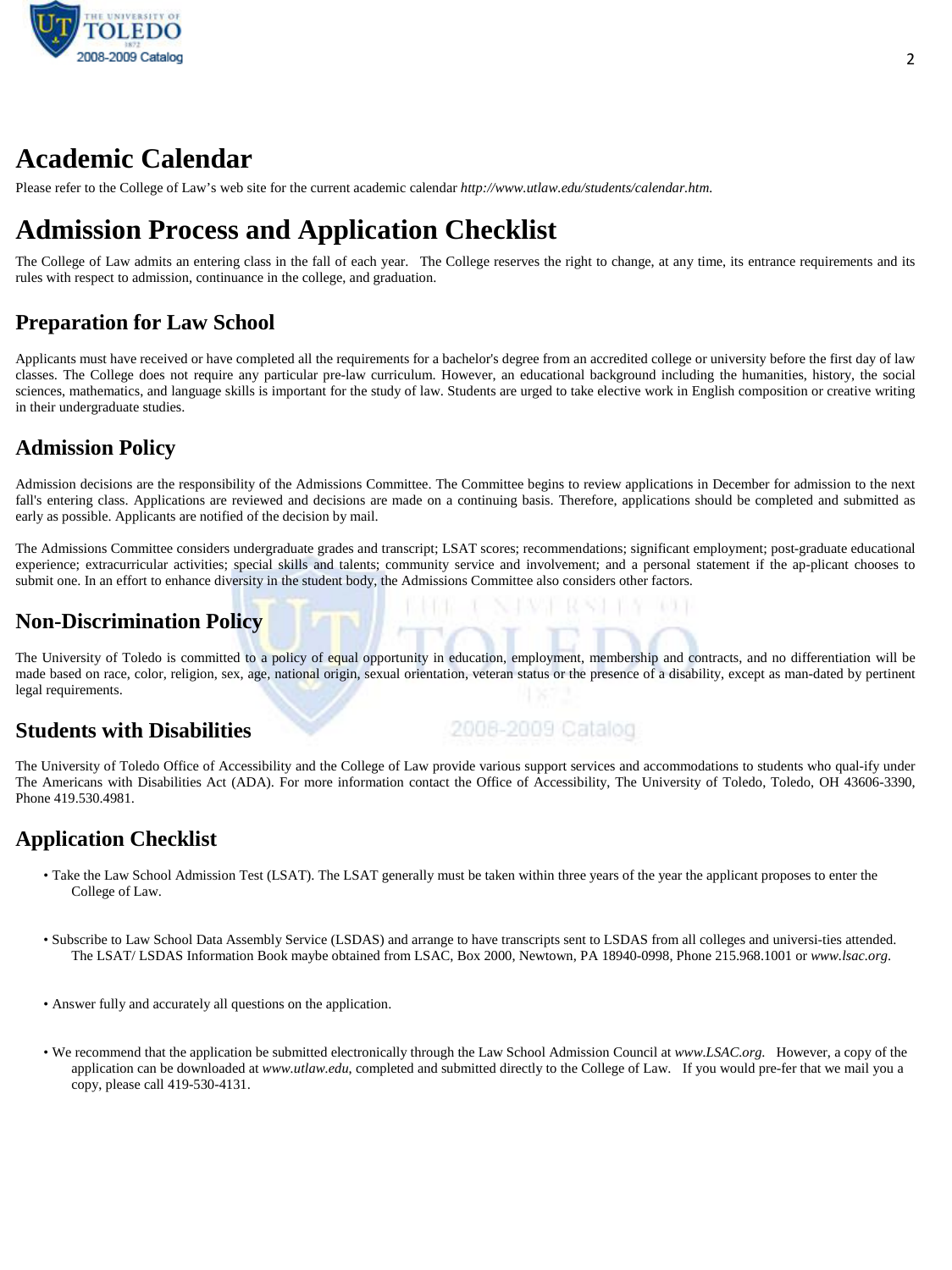# Academic Calendar

Please refer to the College of Law's web site for the current academic calendar *http://www.utlaw.edu/students/calendar.htm.*

# Admission Process and Application Checklist

The College of Law admits an entering class in the fall of each year. The College reserves the right to change, at any time, its entrance requirements and its rules with respect to admission, continuance in the college, and graduation.

## Preparation for Law School

Applicants must have received or have completed all the requirements for a bachelor's degree from an accredited college or university before the first day of law classes. The College does not require any particular pre-law curriculum. However, an educational background including the humanities, history, the social sciences, mathematics, and language skills is important for the study of law. Students are urged to take elective work in English composition or creative writing in their undergraduate studies.

## Admission Policy

Admission decisions are the responsibility of the Admissions Committee. The Committee begins to review applications in December for admission to the next fall's entering class. Applications are reviewed and decisions are made on a continuing basis. Therefore, applications should be completed and submitted as early as possible. Applicants are notified of the decision by mail.

The Admissions Committee considers undergraduate grades and transcript; LSAT scores; recommendations; significant employment; post-graduate educational experience; extracurricular activities; special skills and talents; community service and involvement; and a personal statement if the ap-plicant chooses to submit one. In an effort to enhance diversity in the student body, the Admissions Committee also considers other factors.

## Non-Discrimination Policy

The University of Toledo is committed to a policy of equal opportunity in education, employment, membership and contracts, and no differentiation will be made based on race, color, religion, sex, age, national origin, sexual orientation, veteran status or the presence of a disability, except as man-dated by pertinent legal requirements.

## Students with Disabilities

The University of Toledo Office of Accessibility and the College of Law provide various support services and accommodations to students who qual-ify under The Americans with Disabilities Act (ADA). For more information contact the Office of Accessibility, The University of Toledo, Toledo, OH 43606-3390, Phone 419.530.4981.

## Application Checklist

- Take the Law School Admission Test (LSAT). The LSAT generally must be taken within three years of the year the applicant proposes to enter the College of Law.

- Subscribe to Law School Data Assembly Service (LSDAS) and arrange to have transcripts sent to LSDAS from all colleges and universi-ties attended. The LSAT/ LSDAS Information Book maybe obtained from LSAC, Box 2000, Newtown, PA 18940-0998, Phone 215.968.1001 or *www.lsac.org*.

- Answer fully and accurately all questions on the application.

- We recommend that the application be submitted electronically through the Law School Admission Council at *www.LSAC.org*. However, a copy of the application can be downloaded at *www.utlaw.edu*, completed and submitted directly to the College of Law. If you would pre-fer that we mail you a copy, please call 419-530-4131.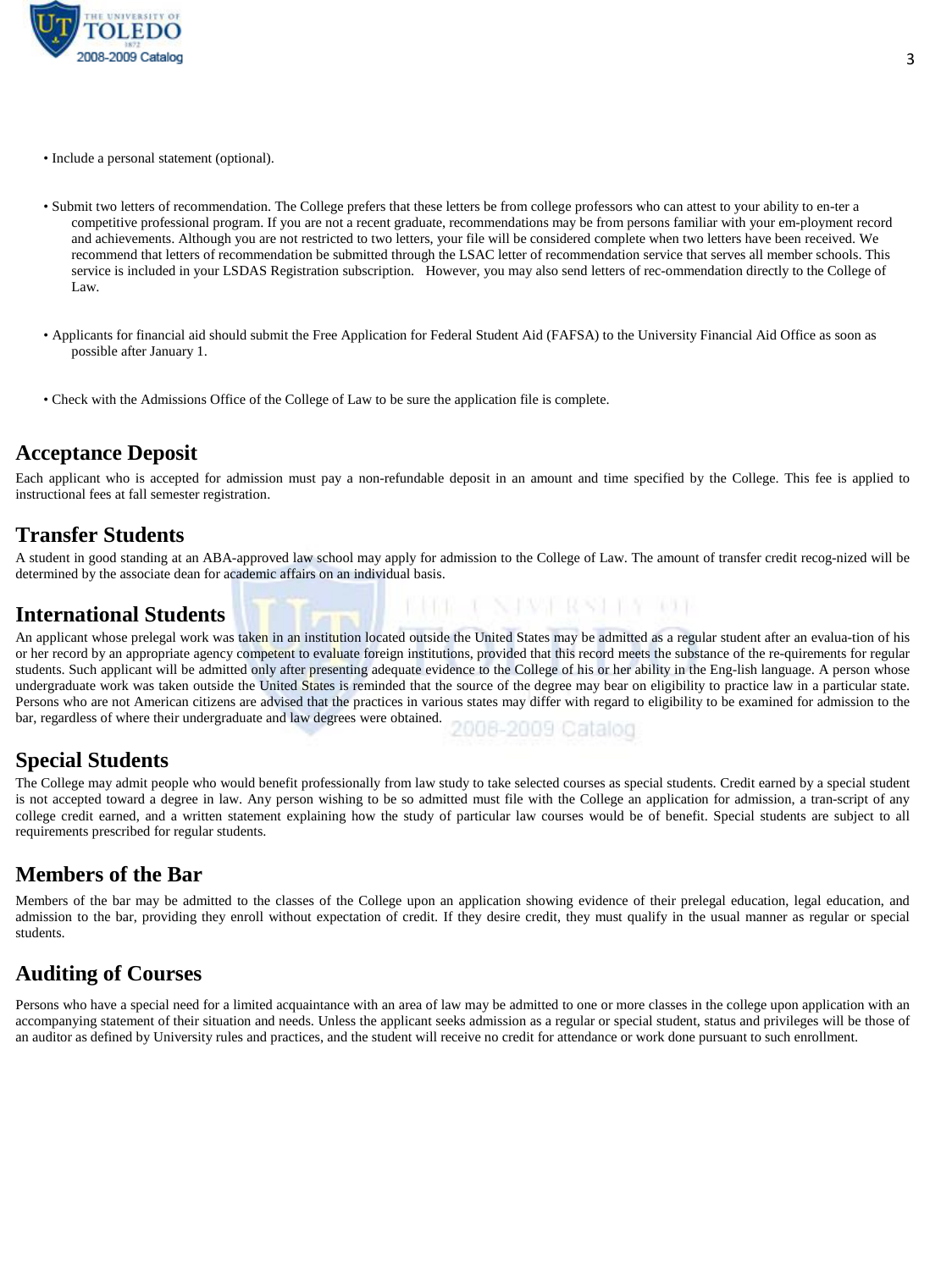- Include a personal statement (optional).

- Submit two letters of recommendation. The College prefers that these letters be from college professors who can attest to your ability to en-ter a competitive professional program. If you are not a recent graduate, recommendations may be from persons familiar with your em-ployment record and achievements. Although you are not restricted to two letters, your file will be considered complete when two letters have been received. We recommend that letters of recommendation be submitted through the LSAC letter of recommendation service that serves all member schools. This service is included in your LSDAS Registration subscription. However, you may also send letters of rec-ommendation directly to the College of Law.

- Applicants for financial aid should submit the Free Application for Federal Student Aid (FAFSA) to the University Financial Aid Office as soon as possible after January 1.

- Check with the Admissions Office of the College of Law to be sure the application file is complete.

## Acceptance Deposit

Each applicant who is accepted for admission must pay a non-refundable deposit in an amount and time specified by the College. This fee is applied to instructional fees at fall semester registration.

## Transfer Students

A student in good standing at an ABA-approved law school may apply for admission to the College of Law. The amount of transfer credit recog-nized will be determined by the associate dean for academic affairs on an individual basis.

## International Students

An applicant whose prelegal work was taken in an institution located outside the United States may be admitted as a regular student after an evalua-tion of his or her record by an appropriate agency competent to evaluate foreign institutions, provided that this record meets the substance of the re-quirements for regular students. Such applicant will be admitted only after presenting adequate evidence to the College of his or her ability in the Eng-lish language. A person whose undergraduate work was taken outside the United States is reminded that the source of the degree may bear on eligibility to practice law in a particular state. Persons who are not American citizens are advised that the practices in various states may differ with regard to eligibility to be examined for admission to the bar, regardless of where their undergraduate and law degrees were obtained.

## Special Students

The College may admit people who would benefit professionally from law study to take selected courses as special students. Credit earned by a special student is not accepted toward a degree in law. Any person wishing to be so admitted must file with the College an application for admission, a tran-script of any college credit earned, and a written statement explaining how the study of particular law courses would be of benefit. Special students are subject to all requirements prescribed for regular students.

## Members of the Bar

Members of the bar may be admitted to the classes of the College upon an application showing evidence of their prelegal education, legal education, and admission to the bar, providing they enroll without expectation of credit. If they desire credit, they must qualify in the usual manner as regular or special students.

## Auditing of Courses

Persons who have a special need for a limited acquaintance with an area of law may be admitted to one or more classes in the college upon application with an accompanying statement of their situation and needs. Unless the applicant seeks admission as a regular or special student, status and privileges will be those of an auditor as defined by University rules and practices, and the student will receive no credit for attendance or work done pursuant to such enrollment.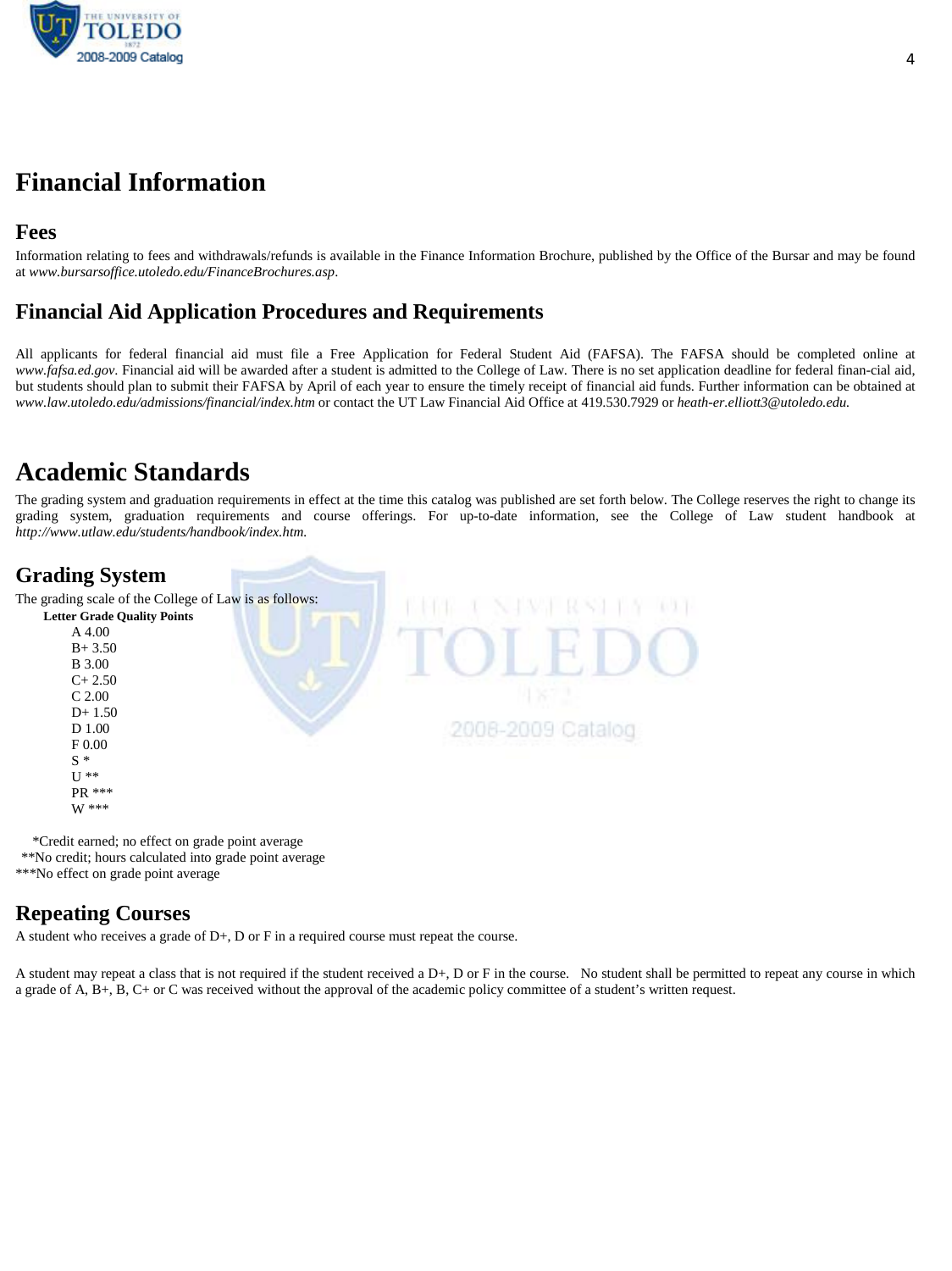# Financial Information

## Fees

Information relating to fees and withdrawals/refunds is available in the Finance Information Brochure, published by the Office of the Bursar and may be found at *www.bursarsoffice.utoledo.edu/FinanceBrochures.asp*.

## Financial Aid Application Procedures and Requirements

All applicants for federal financial aid must file a Free Application for Federal Student Aid (FAFSA). The FAFSA should be completed online at *www.fafsa.ed.gov*. Financial aid will be awarded after a student is admitted to the College of Law. There is no set application deadline for federal finan-cial aid, but students should plan to submit their FAFSA by April of each year to ensure the timely receipt of financial aid funds. Further information can be obtained at *www.law.utoledo.edu/admissions/financial/index.htm* or contact the UT Law Financial Aid Office at 419.530.7929 or *heath-er.elliott3@utoledo.edu.*

# Academic Standards

The grading system and graduation requirements in effect at the time this catalog was published are set forth below. The College reserves the right to change its grading system, graduation requirements and course offerings. For up-to-date information, see the College of Law student handbook at *http://www.utlaw.edu/students/handbook/index.htm.*

## Grading System

The grading scale of the College of Law is as follows:

| Letter Grade | Quality Points |
|---|---|
| A | 4.00 |
| B+ | 3.50 |
| B | 3.00 |
| C+ | 2.50 |
| C | 2.00 |
| D+ | 1.50 |
| D | 1.00 |
| F | 0.00 |
| S | * |
| U | ** |
| PR | *** |
| W | *** |

*Credit earned; no effect on grade point average
**No credit; hours calculated into grade point average
***No effect on grade point average

## Repeating Courses

A student who receives a grade of D+, D or F in a required course must repeat the course.

A student may repeat a class that is not required if the student received a D+, D or F in the course. No student shall be permitted to repeat any course in which a grade of A, B+, B, C+ or C was received without the approval of the academic policy committee of a student's written request.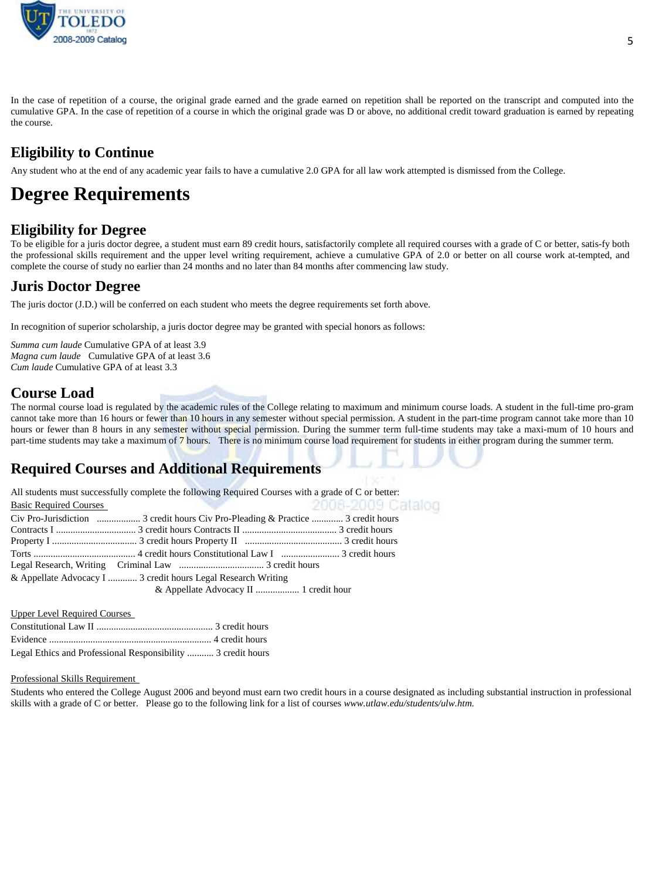In the case of repetition of a course, the original grade earned and the grade earned on repetition shall be reported on the transcript and computed into the cumulative GPA. In the case of repetition of a course in which the original grade was D or above, no additional credit toward graduation is earned by repeating the course.

## Eligibility to Continue

Any student who at the end of any academic year fails to have a cumulative 2.0 GPA for all law work attempted is dismissed from the College.

# Degree Requirements

## Eligibility for Degree

To be eligible for a juris doctor degree, a student must earn 89 credit hours, satisfactorily complete all required courses with a grade of C or better, satis-fy both the professional skills requirement and the upper level writing requirement, achieve a cumulative GPA of 2.0 or better on all course work at-tempted, and complete the course of study no earlier than 24 months and no later than 84 months after commencing law study.

## Juris Doctor Degree

The juris doctor (J.D.) will be conferred on each student who meets the degree requirements set forth above.

In recognition of superior scholarship, a juris doctor degree may be granted with special honors as follows:

*Summa cum laude* Cumulative GPA of at least 3.9
*Magna cum laude* Cumulative GPA of at least 3.6
*Cum laude* Cumulative GPA of at least 3.3

## Course Load

The normal course load is regulated by the academic rules of the College relating to maximum and minimum course loads. A student in the full-time pro-gram cannot take more than 16 hours or fewer than 10 hours in any semester without special permission. A student in the part-time program cannot take more than 10 hours or fewer than 8 hours in any semester without special permission. During the summer term full-time students may take a maxi-mum of 10 hours and part-time students may take a maximum of 7 hours. There is no minimum course load requirement for students in either program during the summer term.

## Required Courses and Additional Requirements

All students must successfully complete the following Required Courses with a grade of C or better:

Basic Required Courses

Civ Pro-Jurisdiction .................. 3 credit hours
Civ Pro-Pleading & Practice ............. 3 credit hours
Contracts I ................................ 3 credit hours
Contracts II ...................................... 3 credit hours
Property I .................................. 3 credit hours
Property II ........................................ 3 credit hours
Torts .......................................... 4 credit hours
Constitutional Law I ........................ 3 credit hours
Legal Research, Writing & Appellate Advocacy I ............ 3 credit hours
Criminal Law ................................... 3 credit hours
Legal Research Writing & Appellate Advocacy II .................. 1 credit hour

Upper Level Required Courses

Constitutional Law II ................................................ 3 credit hours
Evidence ................................................................... 4 credit hours
Legal Ethics and Professional Responsibility ........... 3 credit hours

Professional Skills Requirement

Students who entered the College August 2006 and beyond must earn two credit hours in a course designated as including substantial instruction in professional skills with a grade of C or better. Please go to the following link for a list of courses *www.utlaw.edu/students/ulw.htm.*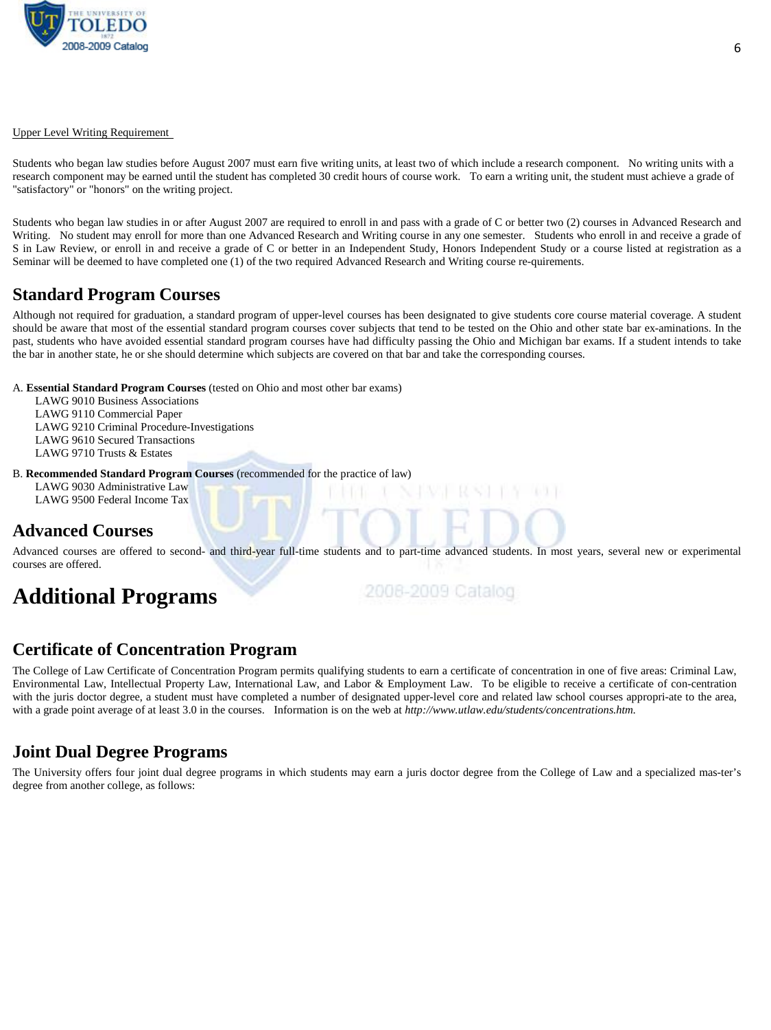Upper Level Writing Requirement

Students who began law studies before August 2007 must earn five writing units, at least two of which include a research component. No writing units with a research component may be earned until the student has completed 30 credit hours of course work. To earn a writing unit, the student must achieve a grade of "satisfactory" or "honors" on the writing project.

Students who began law studies in or after August 2007 are required to enroll in and pass with a grade of C or better two (2) courses in Advanced Research and Writing. No student may enroll for more than one Advanced Research and Writing course in any one semester. Students who enroll in and receive a grade of S in Law Review, or enroll in and receive a grade of C or better in an Independent Study, Honors Independent Study or a course listed at registration as a Seminar will be deemed to have completed one (1) of the two required Advanced Research and Writing course re-quirements.

## Standard Program Courses

Although not required for graduation, a standard program of upper-level courses has been designated to give students core course material coverage. A student should be aware that most of the essential standard program courses cover subjects that tend to be tested on the Ohio and other state bar ex-aminations. In the past, students who have avoided essential standard program courses have had difficulty passing the Ohio and Michigan bar exams. If a student intends to take the bar in another state, he or she should determine which subjects are covered on that bar and take the corresponding courses.

A. **Essential Standard Program Courses** (tested on Ohio and most other bar exams)
- LAWG 9010 Business Associations
- LAWG 9110 Commercial Paper
- LAWG 9210 Criminal Procedure-Investigations
- LAWG 9610 Secured Transactions
- LAWG 9710 Trusts & Estates

B. **Recommended Standard Program Courses** (recommended for the practice of law)
- LAWG 9030 Administrative Law
- LAWG 9500 Federal Income Tax

## Advanced Courses

Advanced courses are offered to second- and third-year full-time students and to part-time advanced students. In most years, several new or experimental courses are offered.

# Additional Programs

## Certificate of Concentration Program

The College of Law Certificate of Concentration Program permits qualifying students to earn a certificate of concentration in one of five areas: Criminal Law, Environmental Law, Intellectual Property Law, International Law, and Labor & Employment Law. To be eligible to receive a certificate of con-centration with the juris doctor degree, a student must have completed a number of designated upper-level core and related law school courses appropri-ate to the area, with a grade point average of at least 3.0 in the courses. Information is on the web at *http://www.utlaw.edu/students/concentrations.htm.*

## Joint Dual Degree Programs

The University offers four joint dual degree programs in which students may earn a juris doctor degree from the College of Law and a specialized mas-ter's degree from another college, as follows: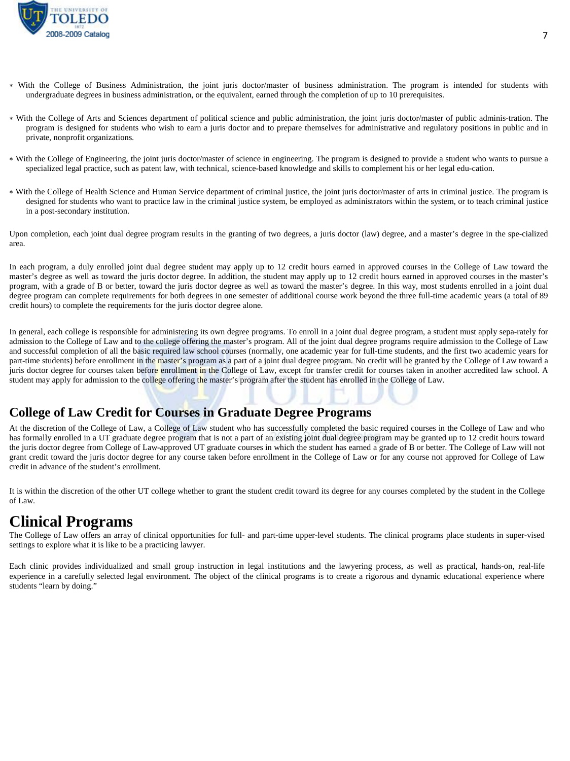* With the College of Business Administration, the joint juris doctor/master of business administration. The program is intended for students with undergraduate degrees in business administration, or the equivalent, earned through the completion of up to 10 prerequisites.

* With the College of Arts and Sciences department of political science and public administration, the joint juris doctor/master of public adminis-tration. The program is designed for students who wish to earn a juris doctor and to prepare themselves for administrative and regulatory positions in public and in private, nonprofit organizations.

* With the College of Engineering, the joint juris doctor/master of science in engineering. The program is designed to provide a student who wants to pursue a specialized legal practice, such as patent law, with technical, science-based knowledge and skills to complement his or her legal edu-cation.

* With the College of Health Science and Human Service department of criminal justice, the joint juris doctor/master of arts in criminal justice. The program is designed for students who want to practice law in the criminal justice system, be employed as administrators within the system, or to teach criminal justice in a post-secondary institution.

Upon completion, each joint dual degree program results in the granting of two degrees, a juris doctor (law) degree, and a master's degree in the spe-cialized area.

In each program, a duly enrolled joint dual degree student may apply up to 12 credit hours earned in approved courses in the College of Law toward the master's degree as well as toward the juris doctor degree. In addition, the student may apply up to 12 credit hours earned in approved courses in the master's program, with a grade of B or better, toward the juris doctor degree as well as toward the master's degree. In this way, most students enrolled in a joint dual degree program can complete requirements for both degrees in one semester of additional course work beyond the three full-time academic years (a total of 89 credit hours) to complete the requirements for the juris doctor degree alone.

In general, each college is responsible for administering its own degree programs. To enroll in a joint dual degree program, a student must apply sepa-rately for admission to the College of Law and to the college offering the master's program. All of the joint dual degree programs require admission to the College of Law and successful completion of all the basic required law school courses (normally, one academic year for full-time students, and the first two academic years for part-time students) before enrollment in the master's program as a part of a joint dual degree program. No credit will be granted by the College of Law toward a juris doctor degree for courses taken before enrollment in the College of Law, except for transfer credit for courses taken in another accredited law school. A student may apply for admission to the college offering the master's program after the student has enrolled in the College of Law.

## College of Law Credit for Courses in Graduate Degree Programs

At the discretion of the College of Law, a College of Law student who has successfully completed the basic required courses in the College of Law and who has formally enrolled in a UT graduate degree program that is not a part of an existing joint dual degree program may be granted up to 12 credit hours toward the juris doctor degree from College of Law-approved UT graduate courses in which the student has earned a grade of B or better. The College of Law will not grant credit toward the juris doctor degree for any course taken before enrollment in the College of Law or for any course not approved for College of Law credit in advance of the student's enrollment.

It is within the discretion of the other UT college whether to grant the student credit toward its degree for any courses completed by the student in the College of Law.

# Clinical Programs

The College of Law offers an array of clinical opportunities for full- and part-time upper-level students. The clinical programs place students in super-vised settings to explore what it is like to be a practicing lawyer.

Each clinic provides individualized and small group instruction in legal institutions and the lawyering process, as well as practical, hands-on, real-life experience in a carefully selected legal environment. The object of the clinical programs is to create a rigorous and dynamic educational experience where students "learn by doing."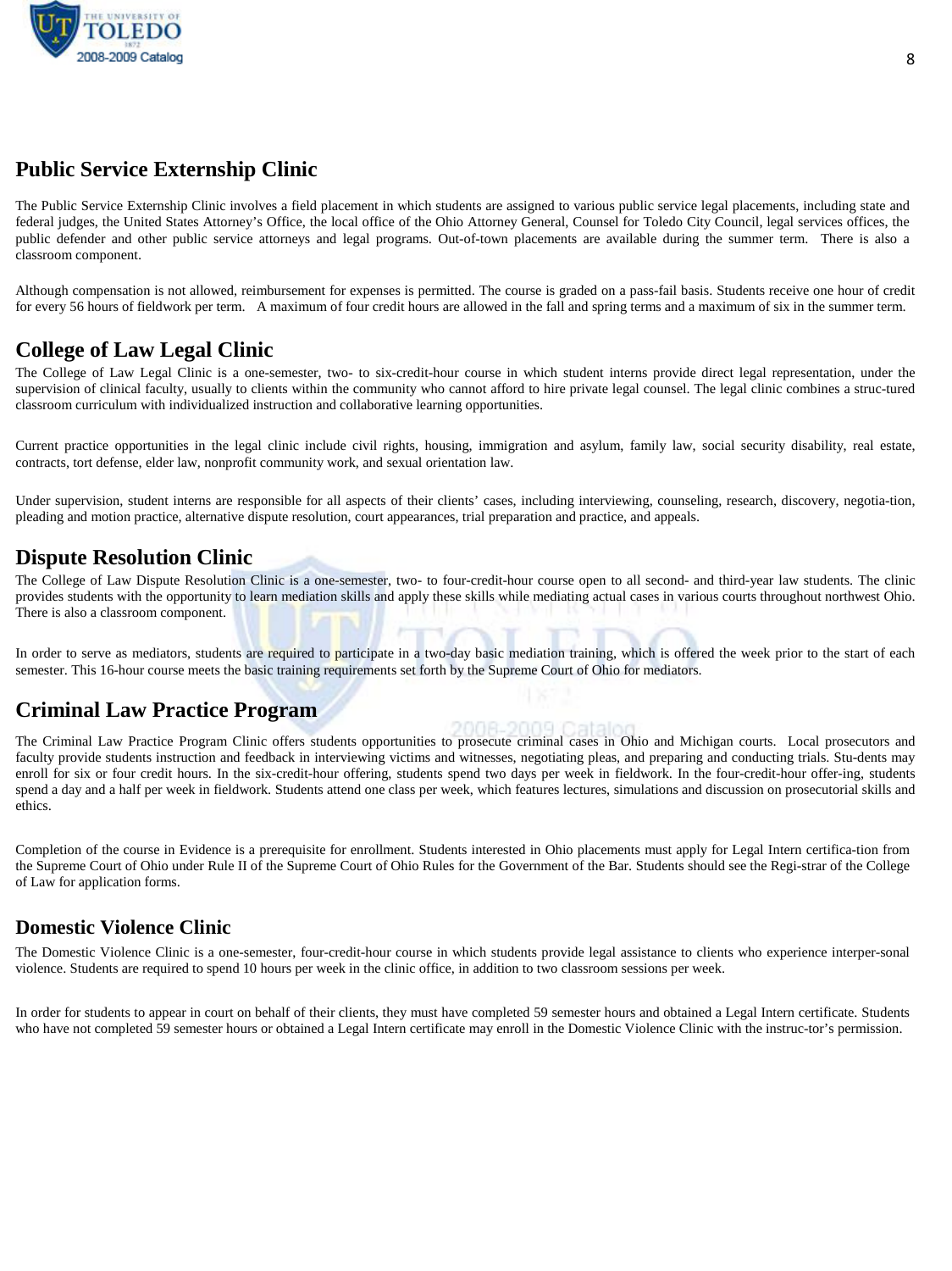## Public Service Externship Clinic

The Public Service Externship Clinic involves a field placement in which students are assigned to various public service legal placements, including state and federal judges, the United States Attorney's Office, the local office of the Ohio Attorney General, Counsel for Toledo City Council, legal services offices, the public defender and other public service attorneys and legal programs. Out-of-town placements are available during the summer term. There is also a classroom component.

Although compensation is not allowed, reimbursement for expenses is permitted. The course is graded on a pass-fail basis. Students receive one hour of credit for every 56 hours of fieldwork per term. A maximum of four credit hours are allowed in the fall and spring terms and a maximum of six in the summer term.

## College of Law Legal Clinic

The College of Law Legal Clinic is a one-semester, two- to six-credit-hour course in which student interns provide direct legal representation, under the supervision of clinical faculty, usually to clients within the community who cannot afford to hire private legal counsel. The legal clinic combines a struc-tured classroom curriculum with individualized instruction and collaborative learning opportunities.

Current practice opportunities in the legal clinic include civil rights, housing, immigration and asylum, family law, social security disability, real estate, contracts, tort defense, elder law, nonprofit community work, and sexual orientation law.

Under supervision, student interns are responsible for all aspects of their clients' cases, including interviewing, counseling, research, discovery, negotia-tion, pleading and motion practice, alternative dispute resolution, court appearances, trial preparation and practice, and appeals.

## Dispute Resolution Clinic

The College of Law Dispute Resolution Clinic is a one-semester, two- to four-credit-hour course open to all second- and third-year law students. The clinic provides students with the opportunity to learn mediation skills and apply these skills while mediating actual cases in various courts throughout northwest Ohio. There is also a classroom component.

In order to serve as mediators, students are required to participate in a two-day basic mediation training, which is offered the week prior to the start of each semester. This 16-hour course meets the basic training requirements set forth by the Supreme Court of Ohio for mediators.

## Criminal Law Practice Program

The Criminal Law Practice Program Clinic offers students opportunities to prosecute criminal cases in Ohio and Michigan courts. Local prosecutors and faculty provide students instruction and feedback in interviewing victims and witnesses, negotiating pleas, and preparing and conducting trials. Stu-dents may enroll for six or four credit hours. In the six-credit-hour offering, students spend two days per week in fieldwork. In the four-credit-hour offer-ing, students spend a day and a half per week in fieldwork. Students attend one class per week, which features lectures, simulations and discussion on prosecutorial skills and ethics.

Completion of the course in Evidence is a prerequisite for enrollment. Students interested in Ohio placements must apply for Legal Intern certifica-tion from the Supreme Court of Ohio under Rule II of the Supreme Court of Ohio Rules for the Government of the Bar. Students should see the Regi-strar of the College of Law for application forms.

## Domestic Violence Clinic

The Domestic Violence Clinic is a one-semester, four-credit-hour course in which students provide legal assistance to clients who experience interper-sonal violence. Students are required to spend 10 hours per week in the clinic office, in addition to two classroom sessions per week.

In order for students to appear in court on behalf of their clients, they must have completed 59 semester hours and obtained a Legal Intern certificate. Students who have not completed 59 semester hours or obtained a Legal Intern certificate may enroll in the Domestic Violence Clinic with the instruc-tor's permission.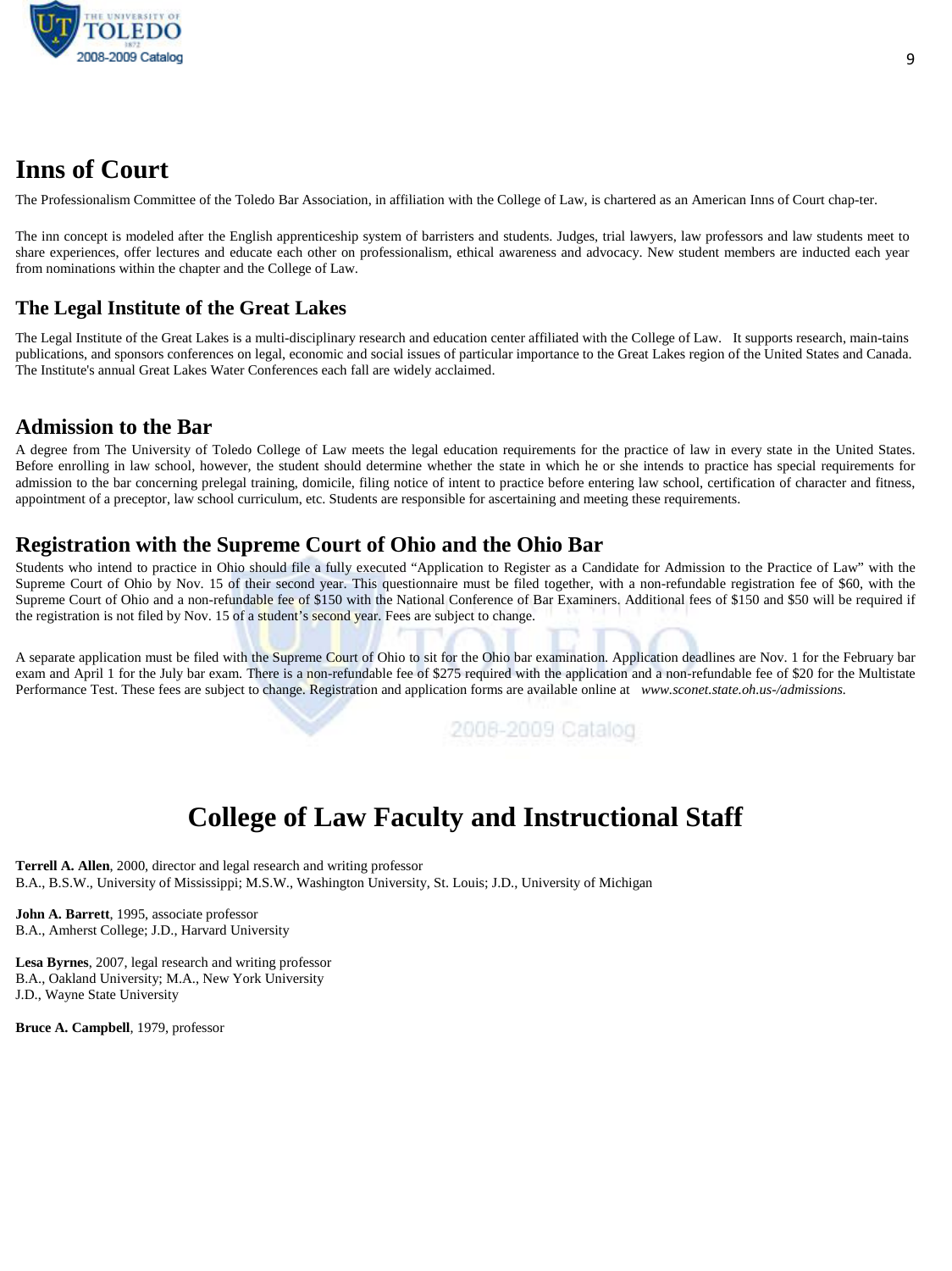# Inns of Court

The Professionalism Committee of the Toledo Bar Association, in affiliation with the College of Law, is chartered as an American Inns of Court chap-ter.

The inn concept is modeled after the English apprenticeship system of barristers and students. Judges, trial lawyers, law professors and law students meet to share experiences, offer lectures and educate each other on professionalism, ethical awareness and advocacy. New student members are inducted each year from nominations within the chapter and the College of Law.

## The Legal Institute of the Great Lakes

The Legal Institute of the Great Lakes is a multi-disciplinary research and education center affiliated with the College of Law. It supports research, main-tains publications, and sponsors conferences on legal, economic and social issues of particular importance to the Great Lakes region of the United States and Canada. The Institute's annual Great Lakes Water Conferences each fall are widely acclaimed.

## Admission to the Bar

A degree from The University of Toledo College of Law meets the legal education requirements for the practice of law in every state in the United States. Before enrolling in law school, however, the student should determine whether the state in which he or she intends to practice has special requirements for admission to the bar concerning prelegal training, domicile, filing notice of intent to practice before entering law school, certification of character and fitness, appointment of a preceptor, law school curriculum, etc. Students are responsible for ascertaining and meeting these requirements.

## Registration with the Supreme Court of Ohio and the Ohio Bar

Students who intend to practice in Ohio should file a fully executed “Application to Register as a Candidate for Admission to the Practice of Law” with the Supreme Court of Ohio by Nov. 15 of their second year. This questionnaire must be filed together, with a non-refundable registration fee of $60, with the Supreme Court of Ohio and a non-refundable fee of $150 with the National Conference of Bar Examiners. Additional fees of $150 and $50 will be required if the registration is not filed by Nov. 15 of a student’s second year. Fees are subject to change.

A separate application must be filed with the Supreme Court of Ohio to sit for the Ohio bar examination. Application deadlines are Nov. 1 for the February bar exam and April 1 for the July bar exam. There is a non-refundable fee of $275 required with the application and a non-refundable fee of $20 for the Multistate Performance Test. These fees are subject to change. Registration and application forms are available online at *www.sconet.state.oh.us-/admissions.*

# College of Law Faculty and Instructional Staff

**Terrell A. Allen**, 2000, director and legal research and writing professor
B.A., B.S.W., University of Mississippi; M.S.W., Washington University, St. Louis; J.D., University of Michigan

**John A. Barrett**, 1995, associate professor
B.A., Amherst College; J.D., Harvard University

**Lesa Byrnes**, 2007, legal research and writing professor
B.A., Oakland University; M.A., New York University
J.D., Wayne State University

**Bruce A. Campbell**, 1979, professor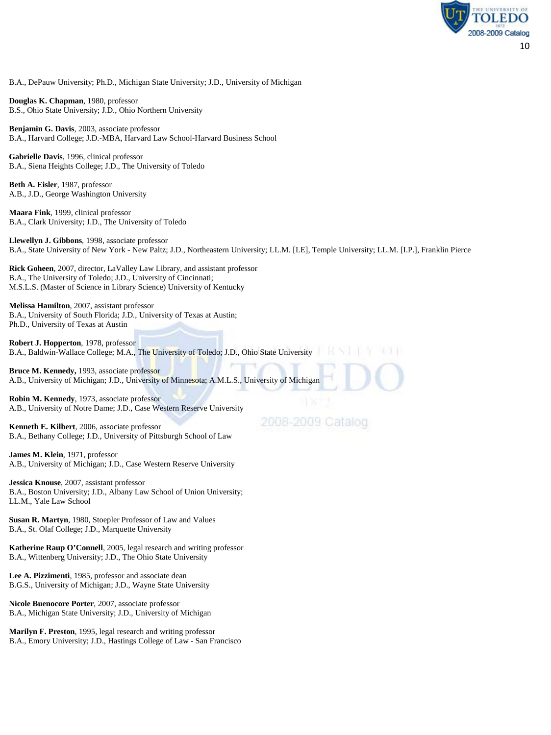B.A., DePauw University; Ph.D., Michigan State University; J.D., University of Michigan

**Douglas K. Chapman**, 1980, professor
B.S., Ohio State University; J.D., Ohio Northern University

**Benjamin G. Davis**, 2003, associate professor
B.A., Harvard College; J.D.-MBA, Harvard Law School-Harvard Business School

**Gabrielle Davis**, 1996, clinical professor
B.A., Siena Heights College; J.D., The University of Toledo

**Beth A. Eisler**, 1987, professor
A.B., J.D., George Washington University

**Maara Fink**, 1999, clinical professor
B.A., Clark University; J.D., The University of Toledo

**Llewellyn J. Gibbons**, 1998, associate professor
B.A., State University of New York - New Paltz; J.D., Northeastern University; LL.M. [LE], Temple University; LL.M. [I.P.], Franklin Pierce

**Rick Goheen**, 2007, director, LaValley Law Library, and assistant professor
B.A., The University of Toledo; J.D., University of Cincinnati;
M.S.L.S. (Master of Science in Library Science) University of Kentucky

**Melissa Hamilton**, 2007, assistant professor
B.A., University of South Florida; J.D., University of Texas at Austin;
Ph.D., University of Texas at Austin

**Robert J. Hopperton**, 1978, professor
B.A., Baldwin-Wallace College; M.A., The University of Toledo; J.D., Ohio State University

**Bruce M. Kennedy,** 1993, associate professor
A.B., University of Michigan; J.D., University of Minnesota; A.M.L.S., University of Michigan

**Robin M. Kennedy**, 1973, associate professor
A.B., University of Notre Dame; J.D., Case Western Reserve University

**Kenneth E. Kilbert**, 2006, associate professor
B.A., Bethany College; J.D., University of Pittsburgh School of Law

**James M. Klein**, 1971, professor
A.B., University of Michigan; J.D., Case Western Reserve University

**Jessica Knouse**, 2007, assistant professor
B.A., Boston University; J.D., Albany Law School of Union University;
LL.M., Yale Law School

**Susan R. Martyn**, 1980, Stoepler Professor of Law and Values
B.A., St. Olaf College; J.D., Marquette University

**Katherine Raup O'Connell**, 2005, legal research and writing professor
B.A., Wittenberg University; J.D., The Ohio State University

**Lee A. Pizzimenti**, 1985, professor and associate dean
B.G.S., University of Michigan; J.D., Wayne State University

**Nicole Buenocore Porter**, 2007, associate professor
B.A., Michigan State University; J.D., University of Michigan

**Marilyn F. Preston**, 1995, legal research and writing professor
B.A., Emory University; J.D., Hastings College of Law - San Francisco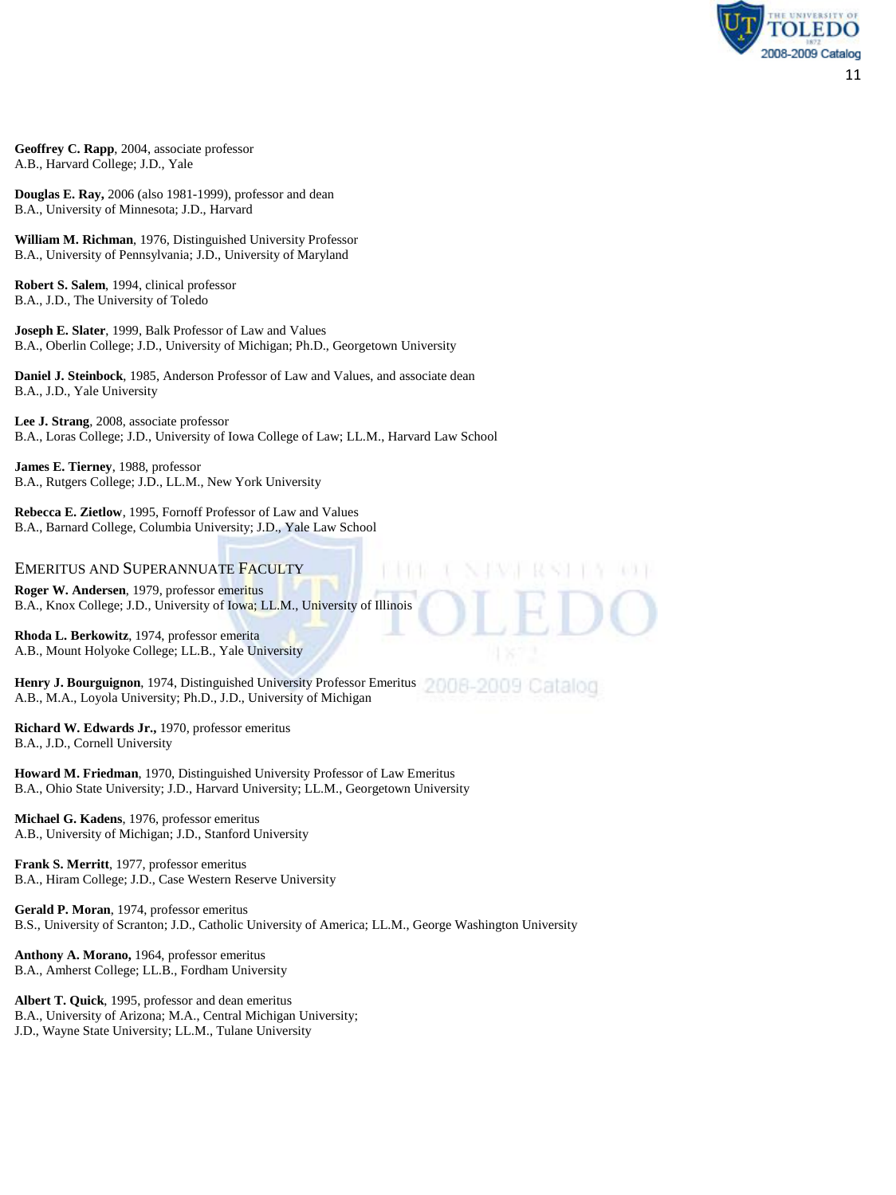**Geoffrey C. Rapp**, 2004, associate professor
A.B., Harvard College; J.D., Yale

**Douglas E. Ray,** 2006 (also 1981-1999), professor and dean
B.A., University of Minnesota; J.D., Harvard

**William M. Richman**, 1976, Distinguished University Professor
B.A., University of Pennsylvania; J.D., University of Maryland

**Robert S. Salem**, 1994, clinical professor
B.A., J.D., The University of Toledo

**Joseph E. Slater**, 1999, Balk Professor of Law and Values
B.A., Oberlin College; J.D., University of Michigan; Ph.D., Georgetown University

**Daniel J. Steinbock**, 1985, Anderson Professor of Law and Values, and associate dean
B.A., J.D., Yale University

**Lee J. Strang**, 2008, associate professor
B.A., Loras College; J.D., University of Iowa College of Law; LL.M., Harvard Law School

**James E. Tierney**, 1988, professor
B.A., Rutgers College; J.D., LL.M., New York University

**Rebecca E. Zietlow**, 1995, Fornoff Professor of Law and Values
B.A., Barnard College, Columbia University; J.D., Yale Law School

## Emeritus and Superannuate Faculty

**Roger W. Andersen**, 1979, professor emeritus
B.A., Knox College; J.D., University of Iowa; LL.M., University of Illinois

**Rhoda L. Berkowitz**, 1974, professor emerita
A.B., Mount Holyoke College; LL.B., Yale University

**Henry J. Bourguignon**, 1974, Distinguished University Professor Emeritus
A.B., M.A., Loyola University; Ph.D., J.D., University of Michigan

**Richard W. Edwards Jr.,** 1970, professor emeritus
B.A., J.D., Cornell University

**Howard M. Friedman**, 1970, Distinguished University Professor of Law Emeritus
B.A., Ohio State University; J.D., Harvard University; LL.M., Georgetown University

**Michael G. Kadens**, 1976, professor emeritus
A.B., University of Michigan; J.D., Stanford University

**Frank S. Merritt**, 1977, professor emeritus
B.A., Hiram College; J.D., Case Western Reserve University

**Gerald P. Moran**, 1974, professor emeritus
B.S., University of Scranton; J.D., Catholic University of America; LL.M., George Washington University

**Anthony A. Morano,** 1964, professor emeritus
B.A., Amherst College; LL.B., Fordham University

**Albert T. Quick**, 1995, professor and dean emeritus
B.A., University of Arizona; M.A., Central Michigan University;
J.D., Wayne State University; LL.M., Tulane University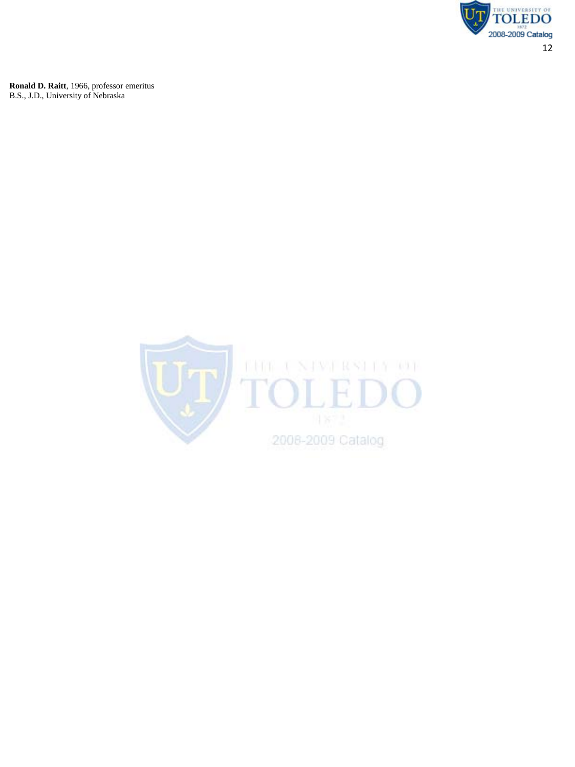**Ronald D. Raitt**, 1966, professor emeritus
B.S., J.D., University of Nebraska